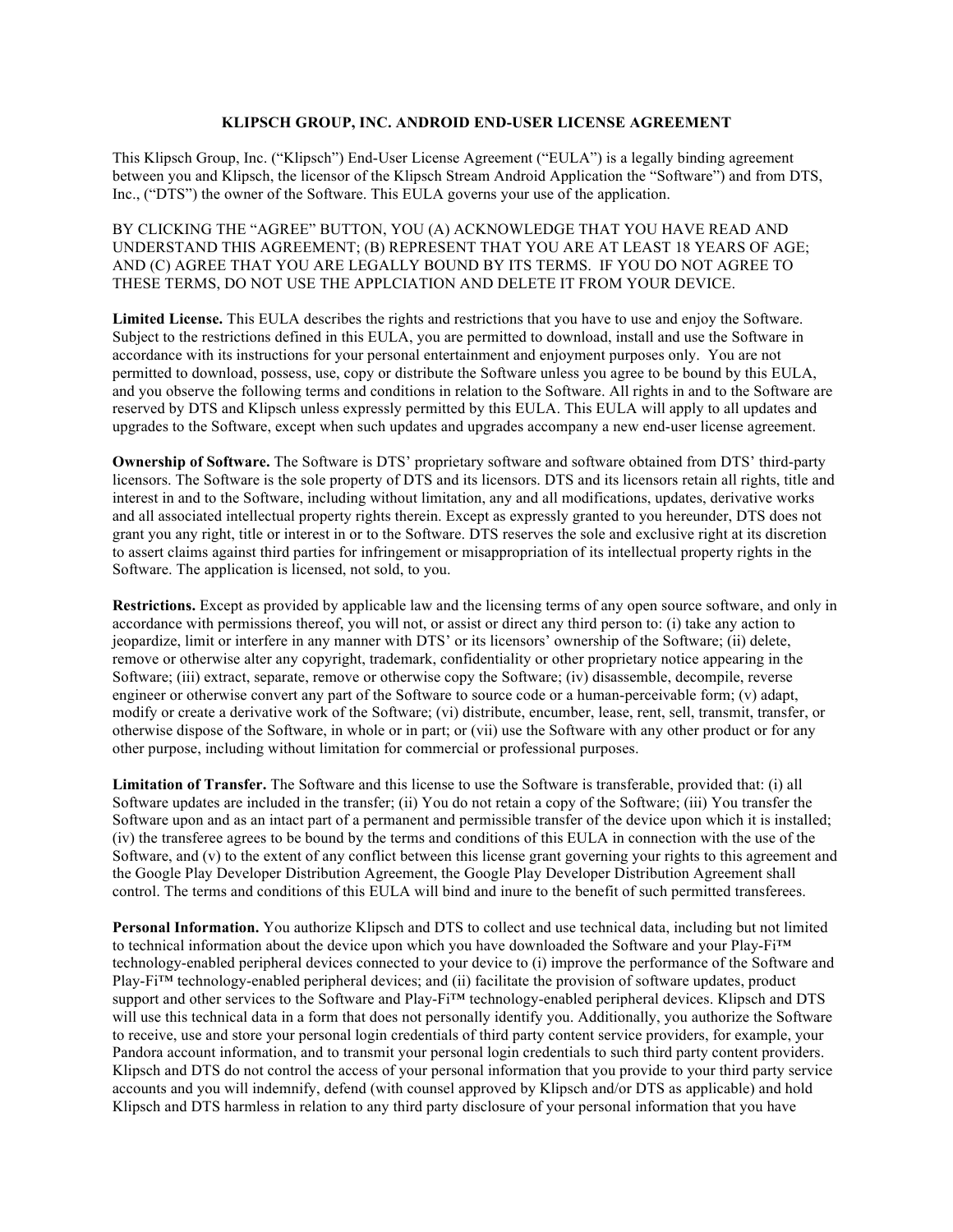# KLIPSCH GROUP, INC. ANDROID END-USER LICENSE AGREEMENT

This Klipsch Group, Inc. ("Klipsch") End-User License Agreement ("EULA") is a legally binding agreement between you and Klipsch, the licensor of the Klipsch Stream Android Application the "Software") and from DTS, Inc., ("DTS") the owner of the Software. This EULA governs your use of the application.

BY CLICKING THE "AGREE" BUTTON, YOU (A) ACKNOWLEDGE THAT YOU HAVE READ AND UNDERSTAND THIS AGREEMENT; (B) REPRESENT THAT YOU ARE AT LEAST 18 YEARS OF AGE; AND (C) AGREE THAT YOU ARE LEGALLY BOUND BY ITS TERMS. IF YOU DO NOT AGREE TO THESE TERMS, DO NOT USE THE APPLCIATION AND DELETE IT FROM YOUR DEVICE.

**Limited License.** This EULA describes the rights and restrictions that you have to use and enjoy the Software. Subject to the restrictions defined in this EULA, you are permitted to download, install and use the Software in accordance with its instructions for your personal entertainment and enjoyment purposes only. You are not permitted to download, possess, use, copy or distribute the Software unless you agree to be bound by this EULA, and you observe the following terms and conditions in relation to the Software. All rights in and to the Software are reserved by DTS and Klipsch unless expressly permitted by this EULA. This EULA will apply to all updates and upgrades to the Software, except when such updates and upgrades accompany a new end-user license agreement.

**Ownership of Software.** The Software is DTS' proprietary software and software obtained from DTS' third-party licensors. The Software is the sole property of DTS and its licensors. DTS and its licensors retain all rights, title and interest in and to the Software, including without limitation, any and all modifications, updates, derivative works and all associated intellectual property rights therein. Except as expressly granted to you hereunder, DTS does not grant you any right, title or interest in or to the Software. DTS reserves the sole and exclusive right at its discretion to assert claims against third parties for infringement or misappropriation of its intellectual property rights in the Software. The application is licensed, not sold, to you.

**Restrictions.** Except as provided by applicable law and the licensing terms of any open source software, and only in accordance with permissions thereof, you will not, or assist or direct any third person to: (i) take any action to jeopardize, limit or interfere in any manner with DTS' or its licensors' ownership of the Software; (ii) delete, remove or otherwise alter any copyright, trademark, confidentiality or other proprietary notice appearing in the Software; (iii) extract, separate, remove or otherwise copy the Software; (iv) disassemble, decompile, reverse engineer or otherwise convert any part of the Software to source code or a human-perceivable form; (v) adapt, modify or create a derivative work of the Software; (vi) distribute, encumber, lease, rent, sell, transmit, transfer, or otherwise dispose of the Software, in whole or in part; or (vii) use the Software with any other product or for any other purpose, including without limitation for commercial or professional purposes.

**Limitation of Transfer.** The Software and this license to use the Software is transferable, provided that: (i) all Software updates are included in the transfer; (ii) You do not retain a copy of the Software; (iii) You transfer the Software upon and as an intact part of a permanent and permissible transfer of the device upon which it is installed; (iv) the transferee agrees to be bound by the terms and conditions of this EULA in connection with the use of the Software, and (v) to the extent of any conflict between this license grant governing your rights to this agreement and the Google Play Developer Distribution Agreement, the Google Play Developer Distribution Agreement shall control. The terms and conditions of this EULA will bind and inure to the benefit of such permitted transferees.

**Personal Information.** You authorize Klipsch and DTS to collect and use technical data, including but not limited to technical information about the device upon which you have downloaded the Software and your Play-Fi™ technology-enabled peripheral devices connected to your device to (i) improve the performance of the Software and Play-Fi™ technology-enabled peripheral devices; and (ii) facilitate the provision of software updates, product support and other services to the Software and Play-Fi™ technology-enabled peripheral devices. Klipsch and DTS will use this technical data in a form that does not personally identify you. Additionally, you authorize the Software to receive, use and store your personal login credentials of third party content service providers, for example, your Pandora account information, and to transmit your personal login credentials to such third party content providers. Klipsch and DTS do not control the access of your personal information that you provide to your third party service accounts and you will indemnify, defend (with counsel approved by Klipsch and/or DTS as applicable) and hold Klipsch and DTS harmless in relation to any third party disclosure of your personal information that you have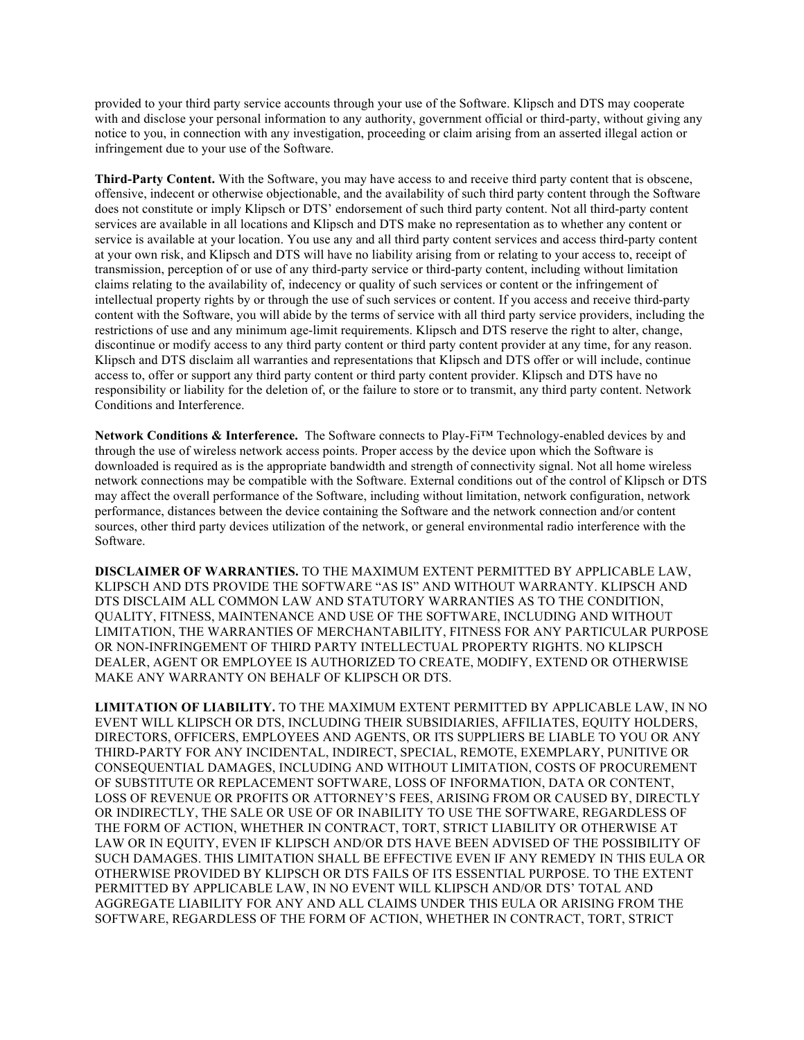provided to your third party service accounts through your use of the Software. Klipsch and DTS may cooperate with and disclose your personal information to any authority, government official or third-party, without giving any notice to you, in connection with any investigation, proceeding or claim arising from an asserted illegal action or infringement due to your use of the Software.

**Third-Party Content.** With the Software, you may have access to and receive third party content that is obscene, offensive, indecent or otherwise objectionable, and the availability of such third party content through the Software does not constitute or imply Klipsch or DTS' endorsement of such third party content. Not all third-party content services are available in all locations and Klipsch and DTS make no representation as to whether any content or service is available at your location. You use any and all third party content services and access third-party content at your own risk, and Klipsch and DTS will have no liability arising from or relating to your access to, receipt of transmission, perception of or use of any third-party service or third-party content, including without limitation claims relating to the availability of, indecency or quality of such services or content or the infringement of intellectual property rights by or through the use of such services or content. If you access and receive third-party content with the Software, you will abide by the terms of service with all third party service providers, including the restrictions of use and any minimum age-limit requirements. Klipsch and DTS reserve the right to alter, change, discontinue or modify access to any third party content or third party content provider at any time, for any reason. Klipsch and DTS disclaim all warranties and representations that Klipsch and DTS offer or will include, continue access to, offer or support any third party content or third party content provider. Klipsch and DTS have no responsibility or liability for the deletion of, or the failure to store or to transmit, any third party content. Network Conditions and Interference.

**Network Conditions & Interference.** The Software connects to Play-Fi™ Technology-enabled devices by and through the use of wireless network access points. Proper access by the device upon which the Software is downloaded is required as is the appropriate bandwidth and strength of connectivity signal. Not all home wireless network connections may be compatible with the Software. External conditions out of the control of Klipsch or DTS may affect the overall performance of the Software, including without limitation, network configuration, network performance, distances between the device containing the Software and the network connection and/or content sources, other third party devices utilization of the network, or general environmental radio interference with the Software.

**DISCLAIMER OF WARRANTIES.** TO THE MAXIMUM EXTENT PERMITTED BY APPLICABLE LAW, KLIPSCH AND DTS PROVIDE THE SOFTWARE "AS IS" AND WITHOUT WARRANTY. KLIPSCH AND DTS DISCLAIM ALL COMMON LAW AND STATUTORY WARRANTIES AS TO THE CONDITION, QUALITY, FITNESS, MAINTENANCE AND USE OF THE SOFTWARE, INCLUDING AND WITHOUT LIMITATION, THE WARRANTIES OF MERCHANTABILITY, FITNESS FOR ANY PARTICULAR PURPOSE OR NON-INFRINGEMENT OF THIRD PARTY INTELLECTUAL PROPERTY RIGHTS. NO KLIPSCH DEALER, AGENT OR EMPLOYEE IS AUTHORIZED TO CREATE, MODIFY, EXTEND OR OTHERWISE MAKE ANY WARRANTY ON BEHALF OF KLIPSCH OR DTS.

**LIMITATION OF LIABILITY.** TO THE MAXIMUM EXTENT PERMITTED BY APPLICABLE LAW, IN NO EVENT WILL KLIPSCH OR DTS, INCLUDING THEIR SUBSIDIARIES, AFFILIATES, EQUITY HOLDERS, DIRECTORS, OFFICERS, EMPLOYEES AND AGENTS, OR ITS SUPPLIERS BE LIABLE TO YOU OR ANY THIRD-PARTY FOR ANY INCIDENTAL, INDIRECT, SPECIAL, REMOTE, EXEMPLARY, PUNITIVE OR CONSEQUENTIAL DAMAGES, INCLUDING AND WITHOUT LIMITATION, COSTS OF PROCUREMENT OF SUBSTITUTE OR REPLACEMENT SOFTWARE, LOSS OF INFORMATION, DATA OR CONTENT, LOSS OF REVENUE OR PROFITS OR ATTORNEY'S FEES, ARISING FROM OR CAUSED BY, DIRECTLY OR INDIRECTLY, THE SALE OR USE OF OR INABILITY TO USE THE SOFTWARE, REGARDLESS OF THE FORM OF ACTION, WHETHER IN CONTRACT, TORT, STRICT LIABILITY OR OTHERWISE AT LAW OR IN EQUITY, EVEN IF KLIPSCH AND/OR DTS HAVE BEEN ADVISED OF THE POSSIBILITY OF SUCH DAMAGES. THIS LIMITATION SHALL BE EFFECTIVE EVEN IF ANY REMEDY IN THIS EULA OR OTHERWISE PROVIDED BY KLIPSCH OR DTS FAILS OF ITS ESSENTIAL PURPOSE. TO THE EXTENT PERMITTED BY APPLICABLE LAW, IN NO EVENT WILL KLIPSCH AND/OR DTS' TOTAL AND AGGREGATE LIABILITY FOR ANY AND ALL CLAIMS UNDER THIS EULA OR ARISING FROM THE SOFTWARE, REGARDLESS OF THE FORM OF ACTION, WHETHER IN CONTRACT, TORT, STRICT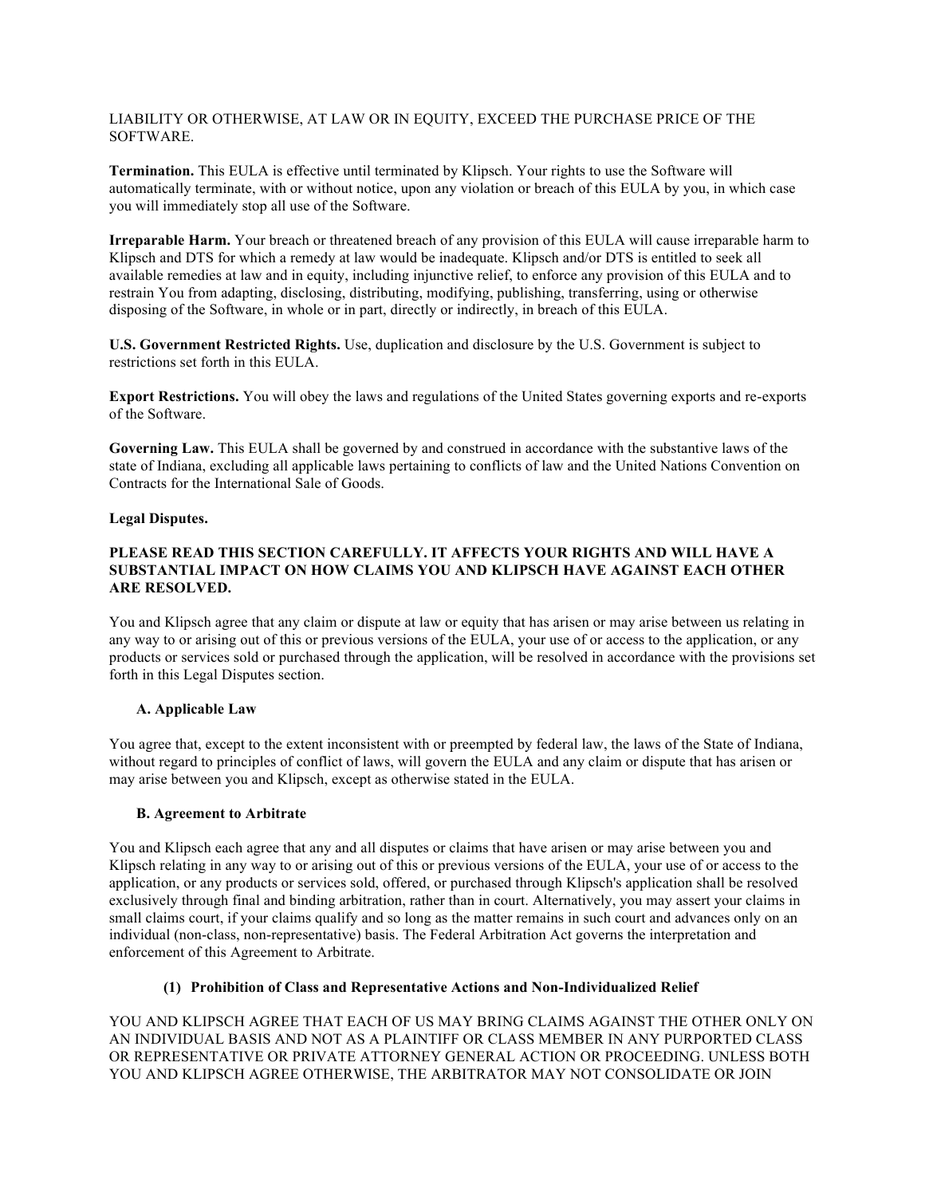LIABILITY OR OTHERWISE, AT LAW OR IN EQUITY, EXCEED THE PURCHASE PRICE OF THE SOFTWARE.

**Termination.** This EULA is effective until terminated by Klipsch. Your rights to use the Software will automatically terminate, with or without notice, upon any violation or breach of this EULA by you, in which case you will immediately stop all use of the Software.

**Irreparable Harm.** Your breach or threatened breach of any provision of this EULA will cause irreparable harm to Klipsch and DTS for which a remedy at law would be inadequate. Klipsch and/or DTS is entitled to seek all available remedies at law and in equity, including injunctive relief, to enforce any provision of this EULA and to restrain You from adapting, disclosing, distributing, modifying, publishing, transferring, using or otherwise disposing of the Software, in whole or in part, directly or indirectly, in breach of this EULA.

**U.S. Government Restricted Rights.** Use, duplication and disclosure by the U.S. Government is subject to restrictions set forth in this EULA.

**Export Restrictions.** You will obey the laws and regulations of the United States governing exports and re-exports of the Software.

**Governing Law.** This EULA shall be governed by and construed in accordance with the substantive laws of the state of Indiana, excluding all applicable laws pertaining to conflicts of law and the United Nations Convention on Contracts for the International Sale of Goods.

**Legal Disputes.**

**PLEASE READ THIS SECTION CAREFULLY. IT AFFECTS YOUR RIGHTS AND WILL HAVE A SUBSTANTIAL IMPACT ON HOW CLAIMS YOU AND KLIPSCH HAVE AGAINST EACH OTHER ARE RESOLVED.**

You and Klipsch agree that any claim or dispute at law or equity that has arisen or may arise between us relating in any way to or arising out of this or previous versions of the EULA, your use of or access to the application, or any products or services sold or purchased through the application, will be resolved in accordance with the provisions set forth in this Legal Disputes section.

**A. Applicable Law**

You agree that, except to the extent inconsistent with or preempted by federal law, the laws of the State of Indiana, without regard to principles of conflict of laws, will govern the EULA and any claim or dispute that has arisen or may arise between you and Klipsch, except as otherwise stated in the EULA.

**B. Agreement to Arbitrate**

You and Klipsch each agree that any and all disputes or claims that have arisen or may arise between you and Klipsch relating in any way to or arising out of this or previous versions of the EULA, your use of or access to the application, or any products or services sold, offered, or purchased through Klipsch's application shall be resolved exclusively through final and binding arbitration, rather than in court. Alternatively, you may assert your claims in small claims court, if your claims qualify and so long as the matter remains in such court and advances only on an individual (non-class, non-representative) basis. The Federal Arbitration Act governs the interpretation and enforcement of this Agreement to Arbitrate.

**(1) Prohibition of Class and Representative Actions and Non-Individualized Relief**

YOU AND KLIPSCH AGREE THAT EACH OF US MAY BRING CLAIMS AGAINST THE OTHER ONLY ON AN INDIVIDUAL BASIS AND NOT AS A PLAINTIFF OR CLASS MEMBER IN ANY PURPORTED CLASS OR REPRESENTATIVE OR PRIVATE ATTORNEY GENERAL ACTION OR PROCEEDING. UNLESS BOTH YOU AND KLIPSCH AGREE OTHERWISE, THE ARBITRATOR MAY NOT CONSOLIDATE OR JOIN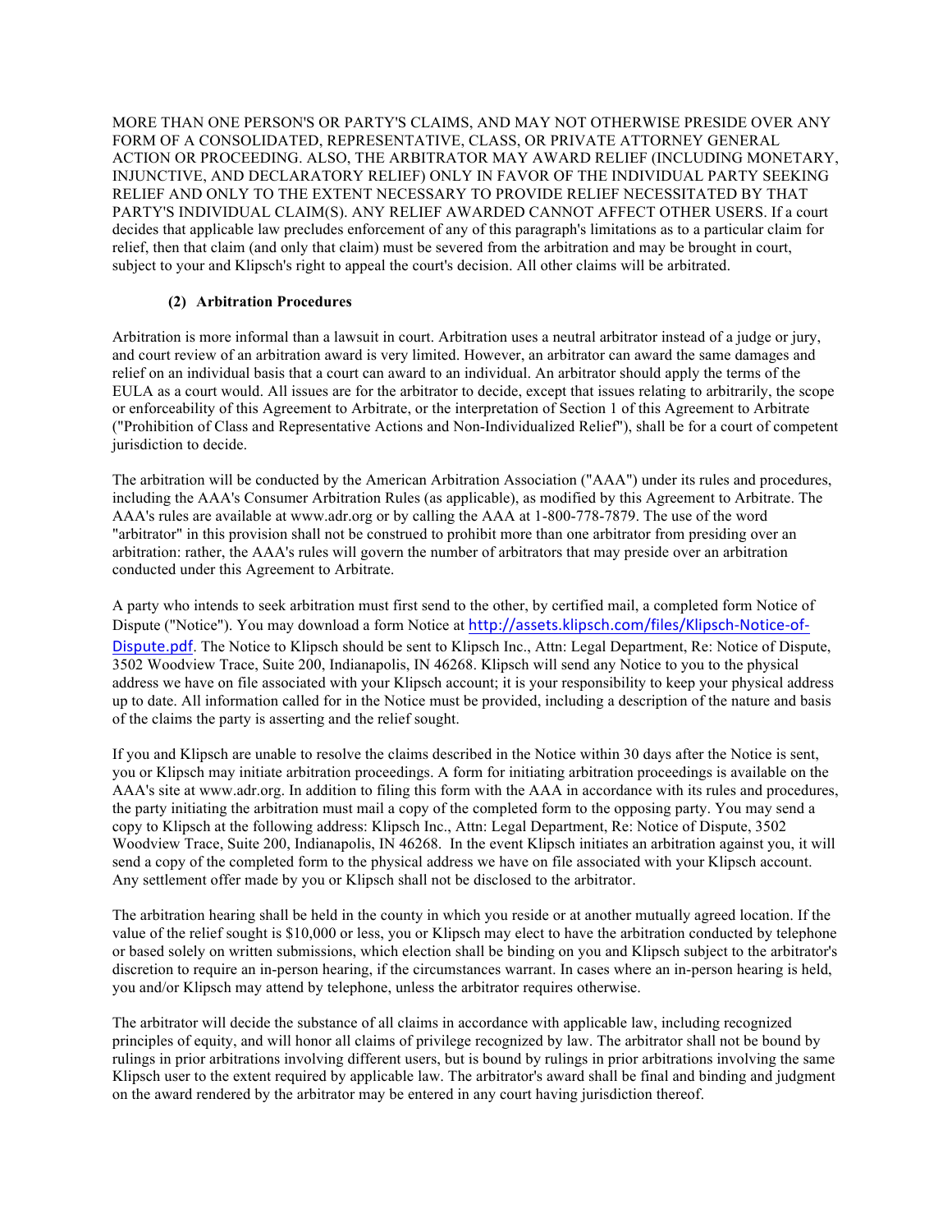MORE THAN ONE PERSON'S OR PARTY'S CLAIMS, AND MAY NOT OTHERWISE PRESIDE OVER ANY FORM OF A CONSOLIDATED, REPRESENTATIVE, CLASS, OR PRIVATE ATTORNEY GENERAL ACTION OR PROCEEDING. ALSO, THE ARBITRATOR MAY AWARD RELIEF (INCLUDING MONETARY, INJUNCTIVE, AND DECLARATORY RELIEF) ONLY IN FAVOR OF THE INDIVIDUAL PARTY SEEKING RELIEF AND ONLY TO THE EXTENT NECESSARY TO PROVIDE RELIEF NECESSITATED BY THAT PARTY'S INDIVIDUAL CLAIM(S). ANY RELIEF AWARDED CANNOT AFFECT OTHER USERS. If a court decides that applicable law precludes enforcement of any of this paragraph's limitations as to a particular claim for relief, then that claim (and only that claim) must be severed from the arbitration and may be brought in court, subject to your and Klipsch's right to appeal the court's decision. All other claims will be arbitrated.

**(2) Arbitration Procedures**

Arbitration is more informal than a lawsuit in court. Arbitration uses a neutral arbitrator instead of a judge or jury, and court review of an arbitration award is very limited. However, an arbitrator can award the same damages and relief on an individual basis that a court can award to an individual. An arbitrator should apply the terms of the EULA as a court would. All issues are for the arbitrator to decide, except that issues relating to arbitrarily, the scope or enforceability of this Agreement to Arbitrate, or the interpretation of Section 1 of this Agreement to Arbitrate ("Prohibition of Class and Representative Actions and Non-Individualized Relief"), shall be for a court of competent jurisdiction to decide.

The arbitration will be conducted by the American Arbitration Association ("AAA") under its rules and procedures, including the AAA's Consumer Arbitration Rules (as applicable), as modified by this Agreement to Arbitrate. The AAA's rules are available at www.adr.org or by calling the AAA at 1-800-778-7879. The use of the word "arbitrator" in this provision shall not be construed to prohibit more than one arbitrator from presiding over an arbitration: rather, the AAA's rules will govern the number of arbitrators that may preside over an arbitration conducted under this Agreement to Arbitrate.

A party who intends to seek arbitration must first send to the other, by certified mail, a completed form Notice of Dispute ("Notice"). You may download a form Notice at http://assets.klipsch.com/files/Klipsch-Notice-of-Dispute.pdf. The Notice to Klipsch should be sent to Klipsch Inc., Attn: Legal Department, Re: Notice of Dispute, 3502 Woodview Trace, Suite 200, Indianapolis, IN 46268. Klipsch will send any Notice to you to the physical address we have on file associated with your Klipsch account; it is your responsibility to keep your physical address up to date. All information called for in the Notice must be provided, including a description of the nature and basis of the claims the party is asserting and the relief sought.

If you and Klipsch are unable to resolve the claims described in the Notice within 30 days after the Notice is sent, you or Klipsch may initiate arbitration proceedings. A form for initiating arbitration proceedings is available on the AAA's site at www.adr.org. In addition to filing this form with the AAA in accordance with its rules and procedures, the party initiating the arbitration must mail a copy of the completed form to the opposing party. You may send a copy to Klipsch at the following address: Klipsch Inc., Attn: Legal Department, Re: Notice of Dispute, 3502 Woodview Trace, Suite 200, Indianapolis, IN 46268. In the event Klipsch initiates an arbitration against you, it will send a copy of the completed form to the physical address we have on file associated with your Klipsch account. Any settlement offer made by you or Klipsch shall not be disclosed to the arbitrator.

The arbitration hearing shall be held in the county in which you reside or at another mutually agreed location. If the value of the relief sought is $10,000 or less, you or Klipsch may elect to have the arbitration conducted by telephone or based solely on written submissions, which election shall be binding on you and Klipsch subject to the arbitrator's discretion to require an in-person hearing, if the circumstances warrant. In cases where an in-person hearing is held, you and/or Klipsch may attend by telephone, unless the arbitrator requires otherwise.

The arbitrator will decide the substance of all claims in accordance with applicable law, including recognized principles of equity, and will honor all claims of privilege recognized by law. The arbitrator shall not be bound by rulings in prior arbitrations involving different users, but is bound by rulings in prior arbitrations involving the same Klipsch user to the extent required by applicable law. The arbitrator's award shall be final and binding and judgment on the award rendered by the arbitrator may be entered in any court having jurisdiction thereof.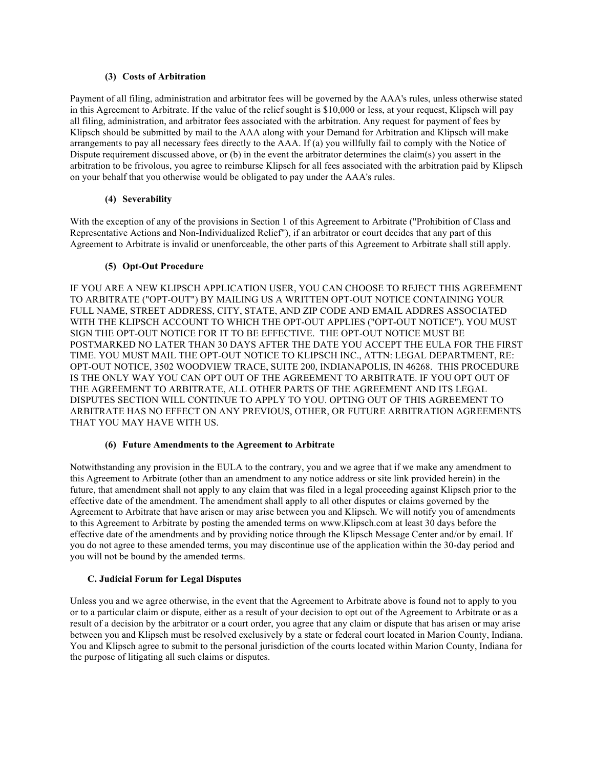#### (3) Costs of Arbitration

Payment of all filing, administration and arbitrator fees will be governed by the AAA's rules, unless otherwise stated in this Agreement to Arbitrate. If the value of the relief sought is $10,000 or less, at your request, Klipsch will pay all filing, administration, and arbitrator fees associated with the arbitration. Any request for payment of fees by Klipsch should be submitted by mail to the AAA along with your Demand for Arbitration and Klipsch will make arrangements to pay all necessary fees directly to the AAA. If (a) you willfully fail to comply with the Notice of Dispute requirement discussed above, or (b) in the event the arbitrator determines the claim(s) you assert in the arbitration to be frivolous, you agree to reimburse Klipsch for all fees associated with the arbitration paid by Klipsch on your behalf that you otherwise would be obligated to pay under the AAA's rules.

#### (4) Severability

With the exception of any of the provisions in Section 1 of this Agreement to Arbitrate ("Prohibition of Class and Representative Actions and Non-Individualized Relief"), if an arbitrator or court decides that any part of this Agreement to Arbitrate is invalid or unenforceable, the other parts of this Agreement to Arbitrate shall still apply.

#### (5) Opt-Out Procedure

IF YOU ARE A NEW KLIPSCH APPLICATION USER, YOU CAN CHOOSE TO REJECT THIS AGREEMENT TO ARBITRATE ("OPT-OUT") BY MAILING US A WRITTEN OPT-OUT NOTICE CONTAINING YOUR FULL NAME, STREET ADDRESS, CITY, STATE, AND ZIP CODE AND EMAIL ADDRES ASSOCIATED WITH THE KLIPSCH ACCOUNT TO WHICH THE OPT-OUT APPLIES ("OPT-OUT NOTICE"). YOU MUST SIGN THE OPT-OUT NOTICE FOR IT TO BE EFFECTIVE. THE OPT-OUT NOTICE MUST BE POSTMARKED NO LATER THAN 30 DAYS AFTER THE DATE YOU ACCEPT THE EULA FOR THE FIRST TIME. YOU MUST MAIL THE OPT-OUT NOTICE TO KLIPSCH INC., ATTN: LEGAL DEPARTMENT, RE: OPT-OUT NOTICE, 3502 WOODVIEW TRACE, SUITE 200, INDIANAPOLIS, IN 46268. THIS PROCEDURE IS THE ONLY WAY YOU CAN OPT OUT OF THE AGREEMENT TO ARBITRATE. IF YOU OPT OUT OF THE AGREEMENT TO ARBITRATE, ALL OTHER PARTS OF THE AGREEMENT AND ITS LEGAL DISPUTES SECTION WILL CONTINUE TO APPLY TO YOU. OPTING OUT OF THIS AGREEMENT TO ARBITRATE HAS NO EFFECT ON ANY PREVIOUS, OTHER, OR FUTURE ARBITRATION AGREEMENTS THAT YOU MAY HAVE WITH US.

#### (6) Future Amendments to the Agreement to Arbitrate

Notwithstanding any provision in the EULA to the contrary, you and we agree that if we make any amendment to this Agreement to Arbitrate (other than an amendment to any notice address or site link provided herein) in the future, that amendment shall not apply to any claim that was filed in a legal proceeding against Klipsch prior to the effective date of the amendment. The amendment shall apply to all other disputes or claims governed by the Agreement to Arbitrate that have arisen or may arise between you and Klipsch. We will notify you of amendments to this Agreement to Arbitrate by posting the amended terms on www.Klipsch.com at least 30 days before the effective date of the amendments and by providing notice through the Klipsch Message Center and/or by email. If you do not agree to these amended terms, you may discontinue use of the application within the 30-day period and you will not be bound by the amended terms.

### C. Judicial Forum for Legal Disputes

Unless you and we agree otherwise, in the event that the Agreement to Arbitrate above is found not to apply to you or to a particular claim or dispute, either as a result of your decision to opt out of the Agreement to Arbitrate or as a result of a decision by the arbitrator or a court order, you agree that any claim or dispute that has arisen or may arise between you and Klipsch must be resolved exclusively by a state or federal court located in Marion County, Indiana. You and Klipsch agree to submit to the personal jurisdiction of the courts located within Marion County, Indiana for the purpose of litigating all such claims or disputes.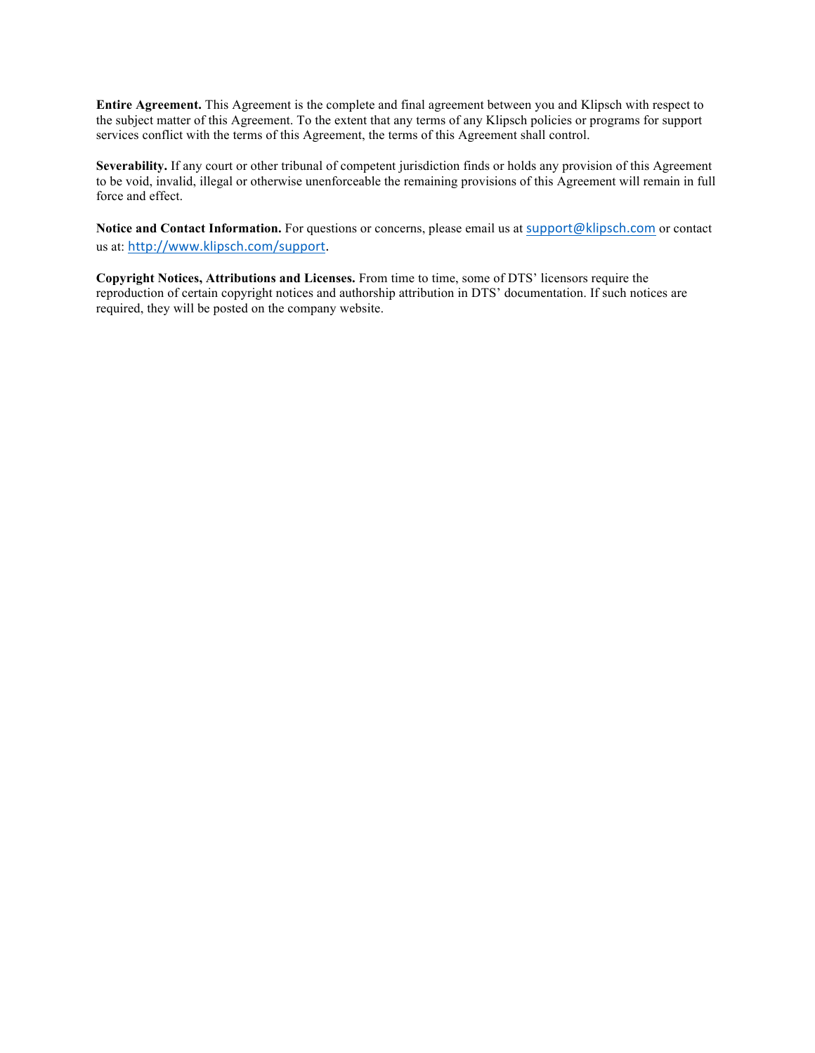**Entire Agreement.** This Agreement is the complete and final agreement between you and Klipsch with respect to the subject matter of this Agreement. To the extent that any terms of any Klipsch policies or programs for support services conflict with the terms of this Agreement, the terms of this Agreement shall control.

**Severability.** If any court or other tribunal of competent jurisdiction finds or holds any provision of this Agreement to be void, invalid, illegal or otherwise unenforceable the remaining provisions of this Agreement will remain in full force and effect.

**Notice and Contact Information.** For questions or concerns, please email us at support@klipsch.com or contact us at: http://www.klipsch.com/support.

**Copyright Notices, Attributions and Licenses.** From time to time, some of DTS' licensors require the reproduction of certain copyright notices and authorship attribution in DTS' documentation. If such notices are required, they will be posted on the company website.